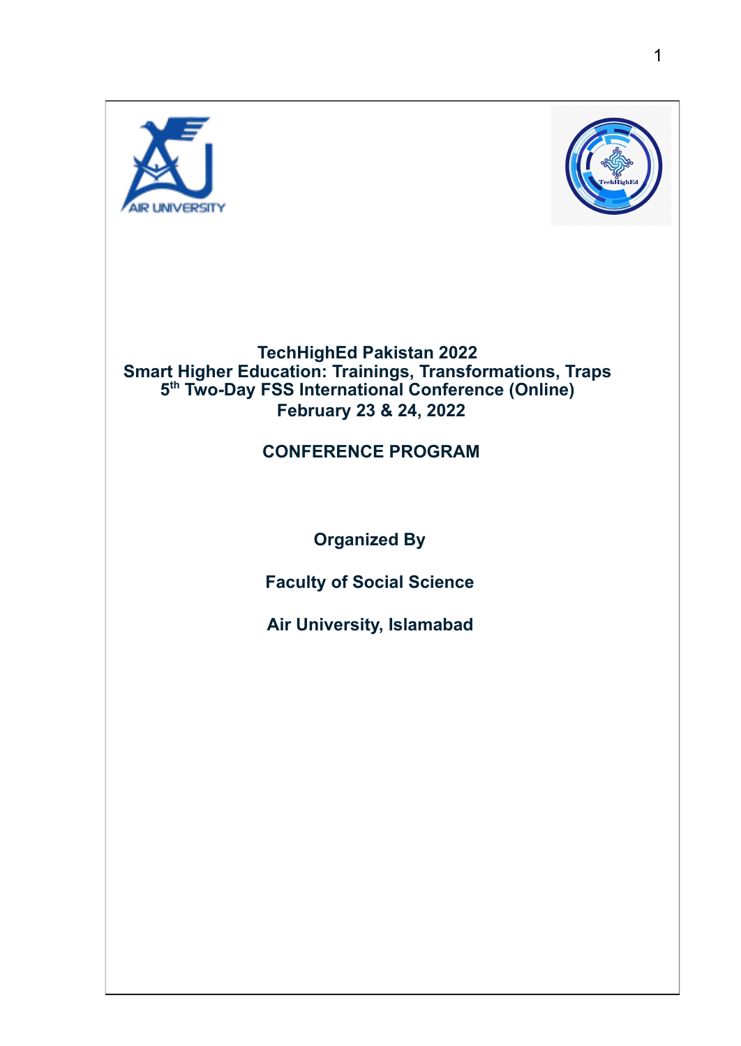# TechHighEd Pakistan 2022

## Smart Higher Education: Trainings, Transformations, Traps

## 5th Two-Day FSS International Conference (Online)

## February 23 & 24, 2022

**CONFERENCE PROGRAM**

**Organized By**

**Faculty of Social Science**

**Air University, Islamabad**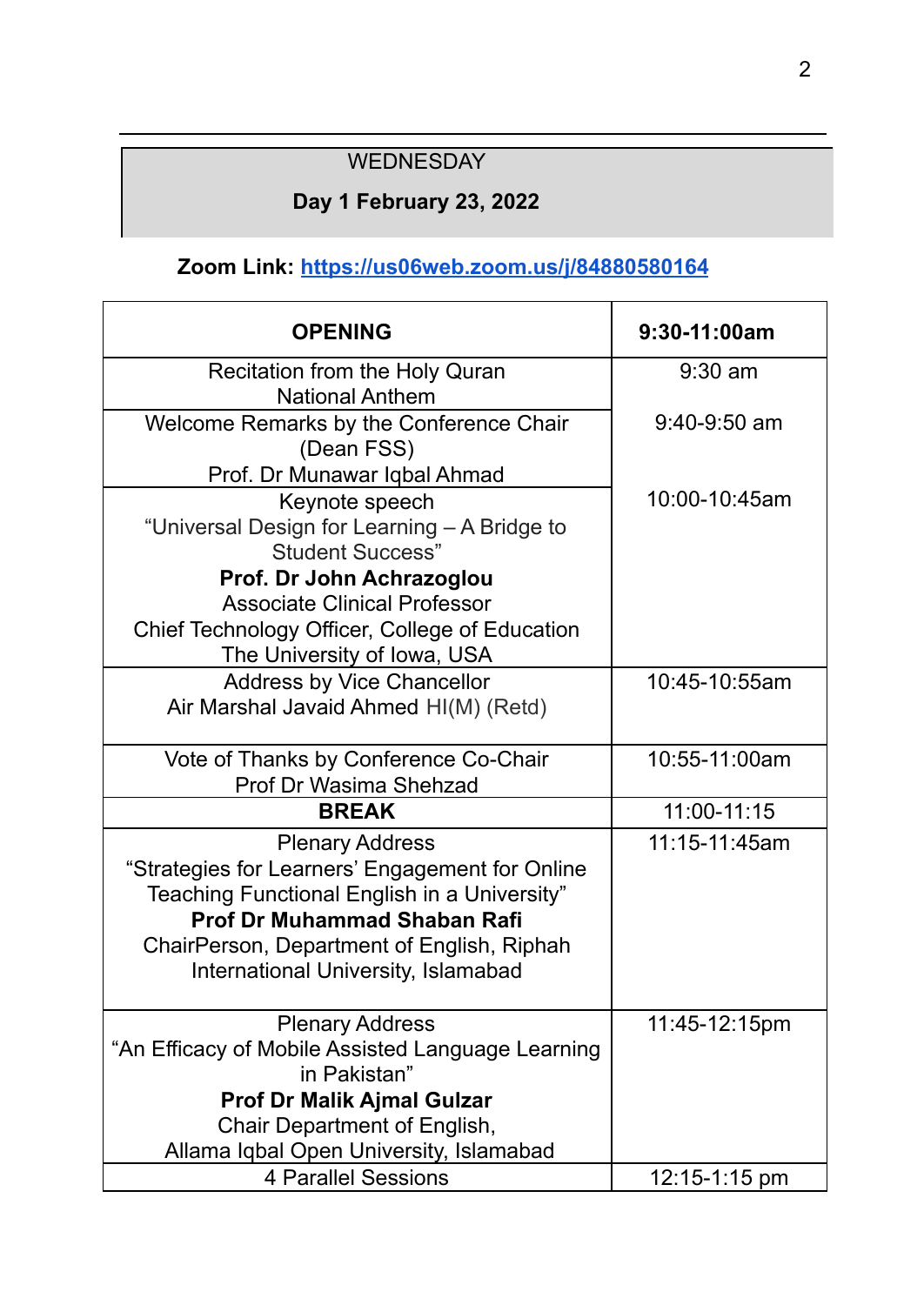WEDNESDAY

**Day 1 February 23, 2022**

**Zoom Link: https://us06web.zoom.us/j/84880580164**

| **OPENING** | **9:30-11:00am** |
|---|---|
| Recitation from the Holy Quran<br>National Anthem | 9:30 am |
| Welcome Remarks by the Conference Chair<br>(Dean FSS)<br>Prof. Dr Munawar Iqbal Ahmad | 9:40-9:50 am |
| Keynote speech<br>"Universal Design for Learning – A Bridge to Student Success"<br>**Prof. Dr John Achrazoglou**<br>Associate Clinical Professor<br>Chief Technology Officer, College of Education<br>The University of Iowa, USA | 10:00-10:45am |
| Address by Vice Chancellor<br>Air Marshal Javaid Ahmed HI(M) (Retd) | 10:45-10:55am |
| Vote of Thanks by Conference Co-Chair<br>Prof Dr Wasima Shehzad | 10:55-11:00am |
| **BREAK** | 11:00-11:15 |
| Plenary Address<br>"Strategies for Learners' Engagement for Online Teaching Functional English in a University"<br>**Prof Dr Muhammad Shaban Rafi**<br>ChairPerson, Department of English, Riphah International University, Islamabad | 11:15-11:45am |
| Plenary Address<br>"An Efficacy of Mobile Assisted Language Learning in Pakistan"<br>**Prof Dr Malik Ajmal Gulzar**<br>Chair Department of English,<br>Allama Iqbal Open University, Islamabad | 11:45-12:15pm |
| 4 Parallel Sessions | 12:15-1:15 pm |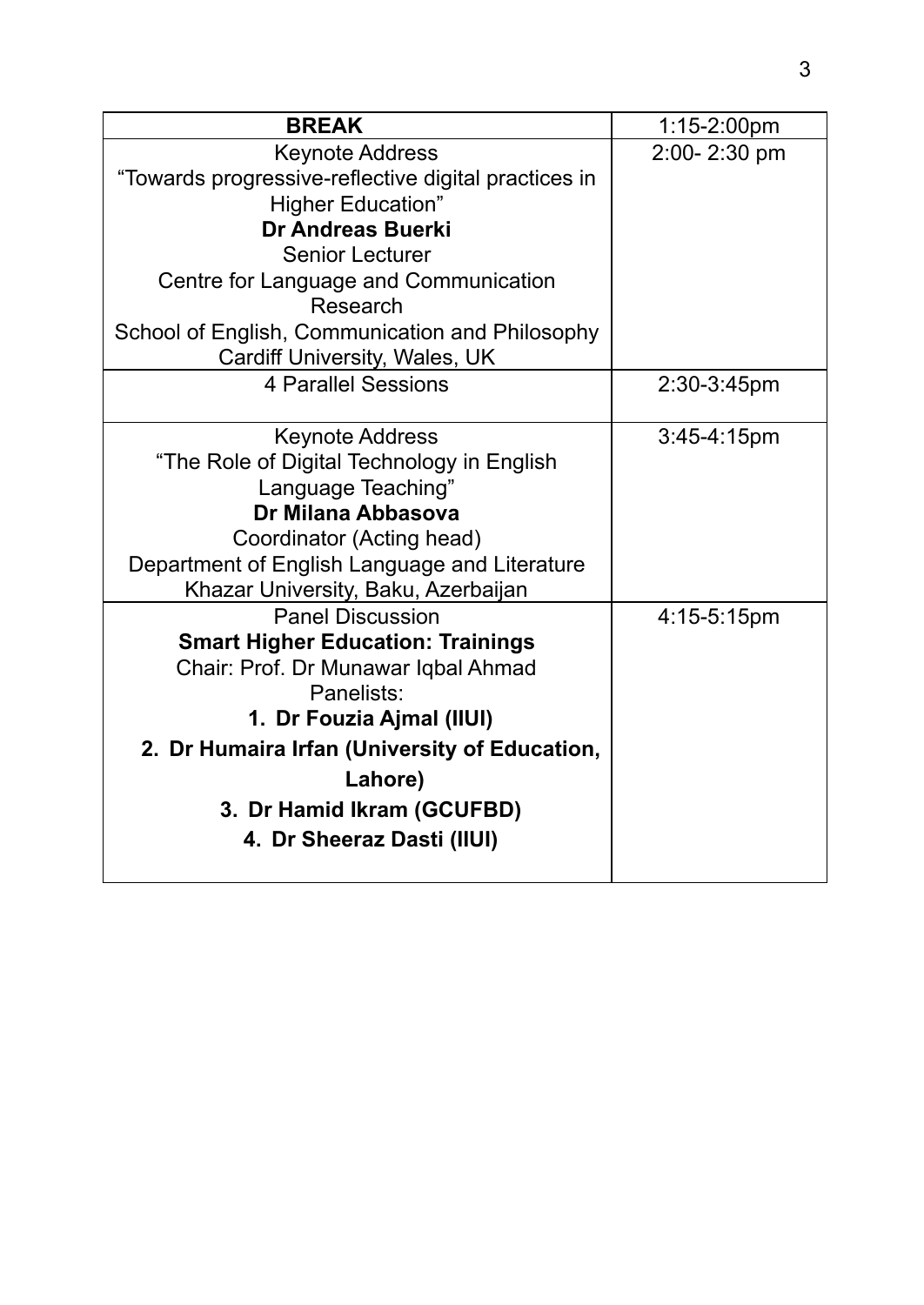| **BREAK** | 1:15-2:00pm |
|---|---|
| Keynote Address<br>"Towards progressive-reflective digital practices in Higher Education"<br>**Dr Andreas Buerki**<br>Senior Lecturer<br>Centre for Language and Communication Research<br>School of English, Communication and Philosophy<br>Cardiff University, Wales, UK | 2:00- 2:30 pm |
| 4 Parallel Sessions | 2:30-3:45pm |
| Keynote Address<br>"The Role of Digital Technology in English Language Teaching"<br>**Dr Milana Abbasova**<br>Coordinator (Acting head)<br>Department of English Language and Literature<br>Khazar University, Baku, Azerbaijan | 3:45-4:15pm |
| Panel Discussion<br>**Smart Higher Education: Trainings**<br>Chair: Prof. Dr Munawar Iqbal Ahmad<br>Panelists:<br>**1. Dr Fouzia Ajmal (IIUI)**<br>**2. Dr Humaira Irfan (University of Education, Lahore)**<br>**3. Dr Hamid Ikram (GCUFBD)**<br>**4. Dr Sheeraz Dasti (IIUI)** | 4:15-5:15pm |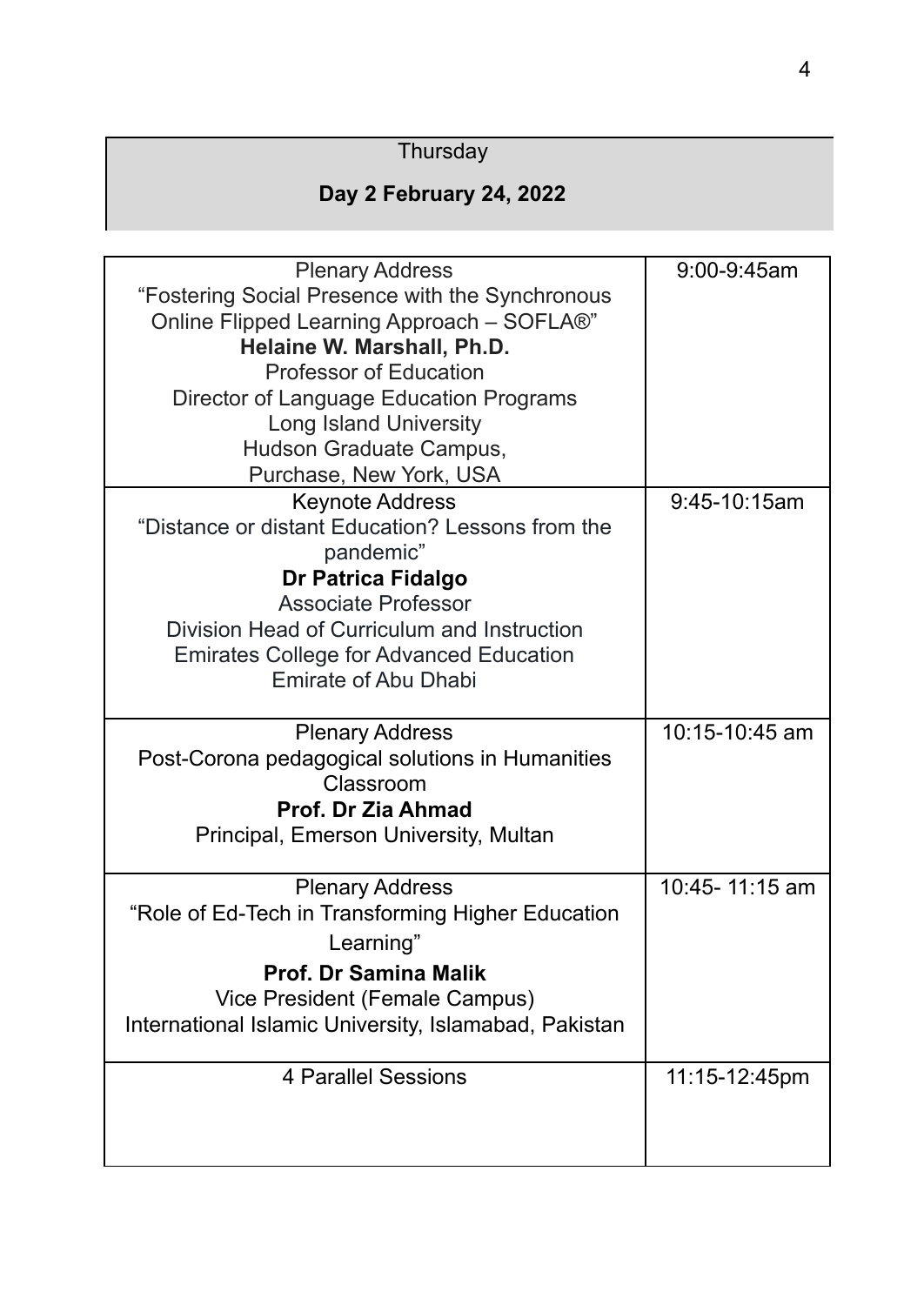## Thursday

## Day 2 February 24, 2022

| | |
|---|---|
| Plenary Address<br>"Fostering Social Presence with the Synchronous Online Flipped Learning Approach – SOFLA®"<br>**Helaine W. Marshall, Ph.D.**<br>Professor of Education<br>Director of Language Education Programs<br>Long Island University<br>Hudson Graduate Campus,<br>Purchase, New York, USA | 9:00-9:45am |
| Keynote Address<br>"Distance or distant Education? Lessons from the pandemic"<br>**Dr Patrica Fidalgo**<br>Associate Professor<br>Division Head of Curriculum and Instruction<br>Emirates College for Advanced Education<br>Emirate of Abu Dhabi | 9:45-10:15am |
| Plenary Address<br>Post-Corona pedagogical solutions in Humanities Classroom<br>**Prof. Dr Zia Ahmad**<br>Principal, Emerson University, Multan | 10:15-10:45 am |
| Plenary Address<br>"Role of Ed-Tech in Transforming Higher Education Learning"<br>**Prof. Dr Samina Malik**<br>Vice President (Female Campus)<br>International Islamic University, Islamabad, Pakistan | 10:45- 11:15 am |
| 4 Parallel Sessions | 11:15-12:45pm |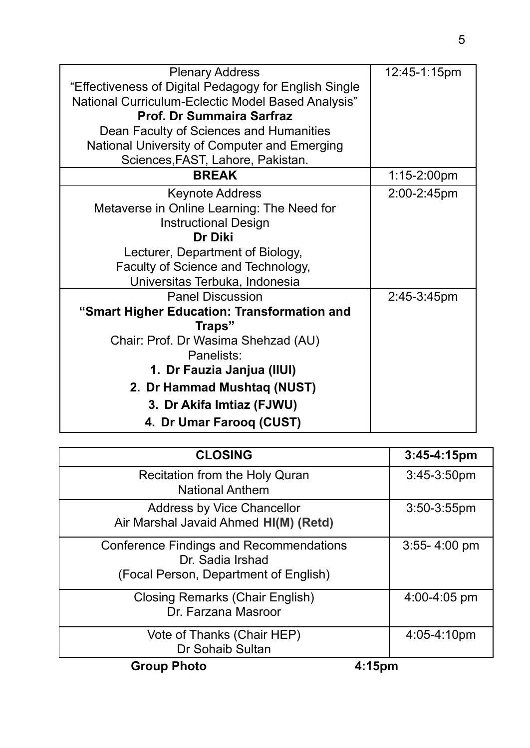| | |
|---|---|
| Plenary Address<br>“Effectiveness of Digital Pedagogy for English Single National Curriculum-Eclectic Model Based Analysis”<br>**Prof. Dr Summaira Sarfraz**<br>Dean Faculty of Sciences and Humanities<br>National University of Computer and Emerging Sciences,FAST, Lahore, Pakistan. | 12:45-1:15pm |
| **BREAK** | 1:15-2:00pm |
| Keynote Address<br>Metaverse in Online Learning: The Need for Instructional Design<br>**Dr Diki**<br>Lecturer, Department of Biology,<br>Faculty of Science and Technology,<br>Universitas Terbuka, Indonesia | 2:00-2:45pm |
| Panel Discussion<br>**“Smart Higher Education: Transformation and Traps”**<br>Chair: Prof. Dr Wasima Shehzad (AU)<br>Panelists:<br>**1. Dr Fauzia Janjua (IIUI)**<br>**2. Dr Hammad Mushtaq (NUST)**<br>**3. Dr Akifa Imtiaz (FJWU)**<br>**4. Dr Umar Farooq (CUST)** | 2:45-3:45pm |

| **CLOSING** | **3:45-4:15pm** |
|---|---|
| Recitation from the Holy Quran<br>National Anthem | 3:45-3:50pm |
| Address by Vice Chancellor<br>Air Marshal Javaid Ahmed **HI(M) (Retd)** | 3:50-3:55pm |
| Conference Findings and Recommendations<br>Dr. Sadia Irshad<br>(Focal Person, Department of English) | 3:55- 4:00 pm |
| Closing Remarks (Chair English)<br>Dr. Farzana Masroor | 4:00-4:05 pm |
| Vote of Thanks (Chair HEP)<br>Dr Sohaib Sultan | 4:05-4:10pm |

**Group Photo** **4:15pm**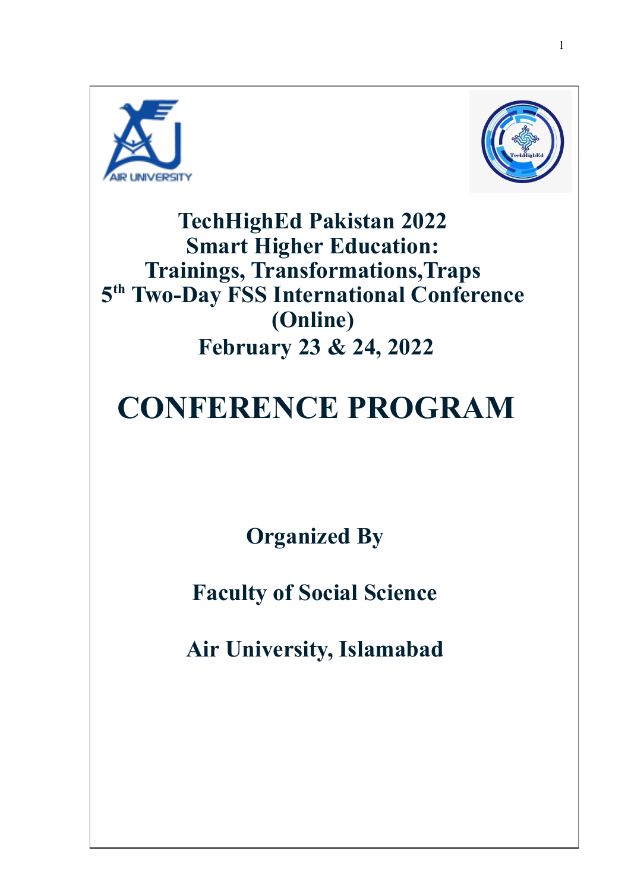# TechHighEd Pakistan 2022
# Smart Higher Education:
# Trainings, Transformations,Traps
# 5th Two-Day FSS International Conference (Online)
# February 23 & 24, 2022

# CONFERENCE PROGRAM

**Organized By**

**Faculty of Social Science**

**Air University, Islamabad**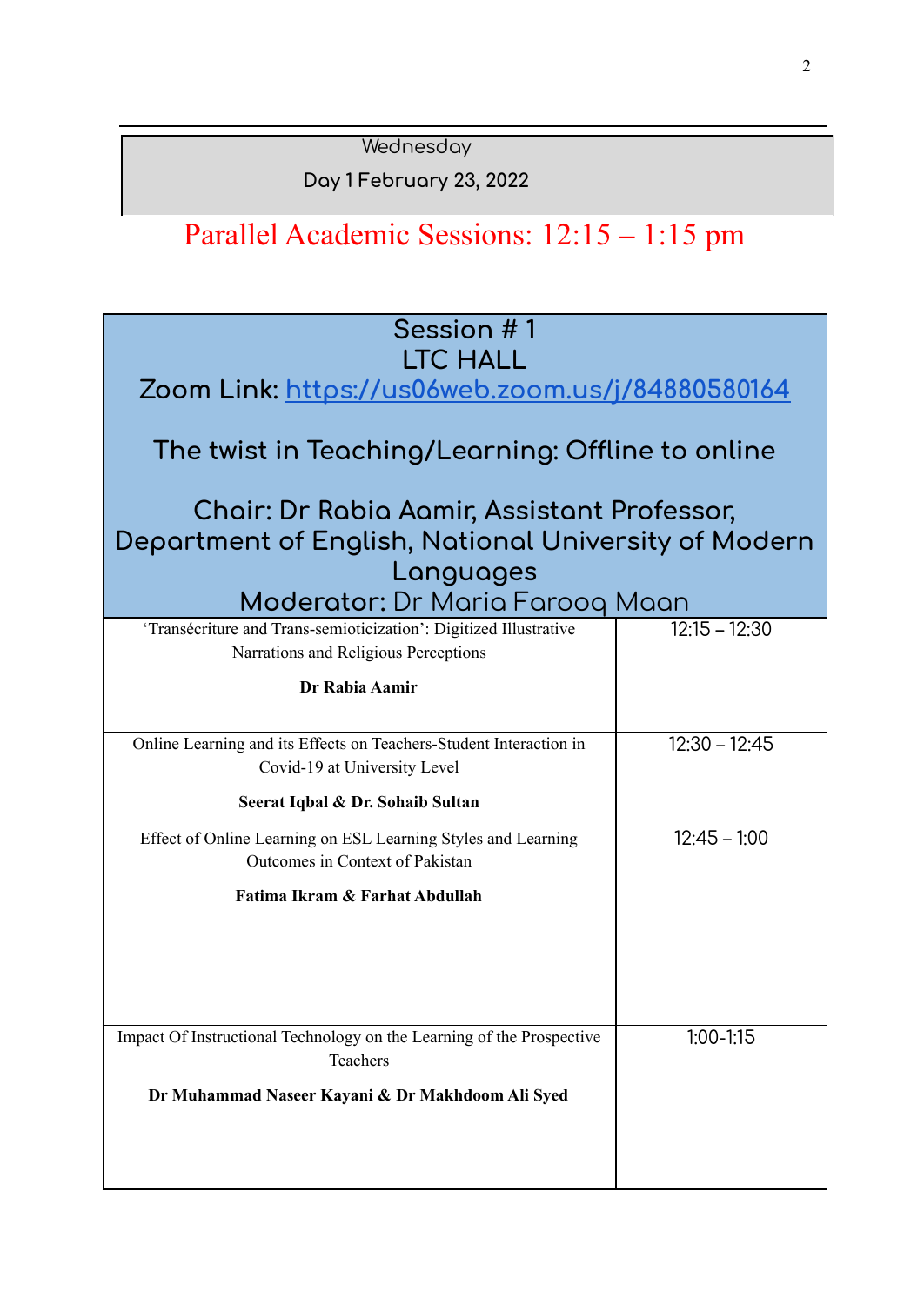Wednesday

Day 1 February 23, 2022

## Parallel Academic Sessions: 12:15 – 1:15 pm

**Session # 1**
**LTC HALL**
**Zoom Link:** https://us06web.zoom.us/j/84880580164

**The twist in Teaching/Learning: Offline to online**

**Chair: Dr Rabia Aamir, Assistant Professor, Department of English, National University of Modern Languages**
**Moderator:** Dr Maria Farooq Maan

| | |
|---|---|
| 'Transécriture and Trans-semioticization': Digitized Illustrative Narrations and Religious Perceptions<br><br>**Dr Rabia Aamir** | 12:15 – 12:30 |
| Online Learning and its Effects on Teachers-Student Interaction in Covid-19 at University Level<br><br>**Seerat Iqbal & Dr. Sohaib Sultan** | 12:30 – 12:45 |
| Effect of Online Learning on ESL Learning Styles and Learning Outcomes in Context of Pakistan<br><br>**Fatima Ikram & Farhat Abdullah** | 12:45 – 1:00 |
| Impact Of Instructional Technology on the Learning of the Prospective Teachers<br><br>**Dr Muhammad Naseer Kayani & Dr Makhdoom Ali Syed** | 1:00-1:15 |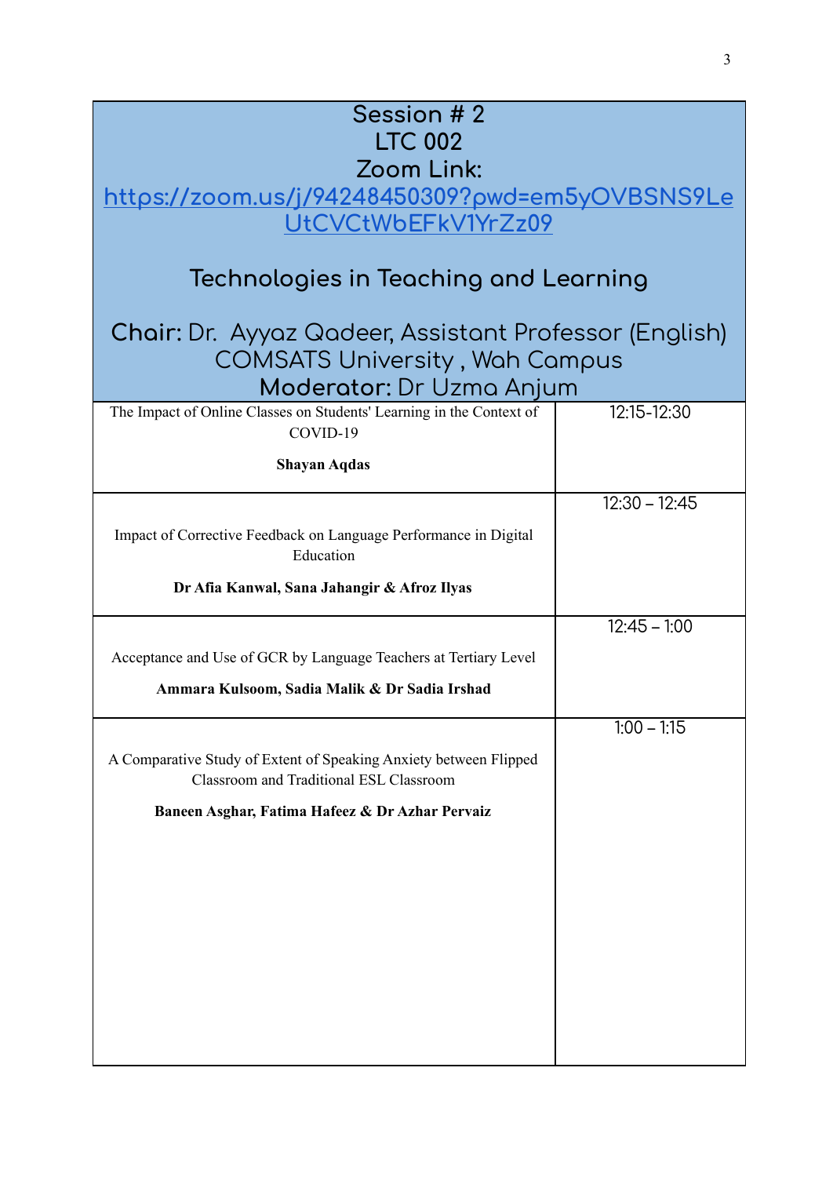| Session # 2<br>LTC 002<br>Zoom Link:<br>https://zoom.us/j/94248450309?pwd=em5yOVBSNS9LeUtCVCtWbEFkV1YrZz09<br><br>**Technologies in Teaching and Learning**<br><br>**Chair:** Dr. Ayyaz Qadeer, Assistant Professor (English) COMSATS University , Wah Campus<br>**Moderator:** Dr Uzma Anjum | |
|---|---|
| The Impact of Online Classes on Students' Learning in the Context of COVID-19<br><br>**Shayan Aqdas** | 12:15-12:30 |
| Impact of Corrective Feedback on Language Performance in Digital Education<br><br>**Dr Afia Kanwal, Sana Jahangir & Afroz Ilyas** | 12:30 – 12:45 |
| Acceptance and Use of GCR by Language Teachers at Tertiary Level<br><br>**Ammara Kulsoom, Sadia Malik & Dr Sadia Irshad** | 12:45 – 1:00 |
| A Comparative Study of Extent of Speaking Anxiety between Flipped Classroom and Traditional ESL Classroom<br><br>**Baneen Asghar, Fatima Hafeez & Dr Azhar Pervaiz** | 1:00 – 1:15 |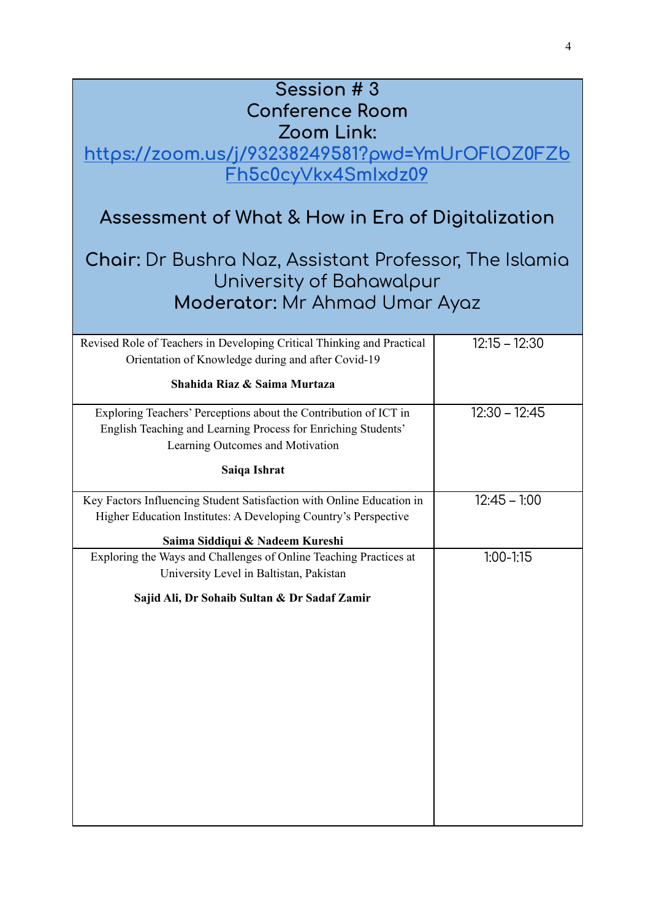## Session # 3
## Conference Room
## Zoom Link:

[https://zoom.us/j/93238249581?pwd=YmUrOFlOZ0FZbFh5c0cyVkx4SmIxdz09](https://zoom.us/j/93238249581?pwd=YmUrOFlOZ0FZbFh5c0cyVkx4SmIxdz09)

## Assessment of What & How in Era of Digitalization

**Chair:** Dr Bushra Naz, Assistant Professor, The Islamia University of Bahawalpur

**Moderator:** Mr Ahmad Umar Ayaz

| Presentation | Time |
|---|---|
| Revised Role of Teachers in Developing Critical Thinking and Practical Orientation of Knowledge during and after Covid-19<br>**Shahida Riaz & Saima Murtaza** | 12:15 – 12:30 |
| Exploring Teachers' Perceptions about the Contribution of ICT in English Teaching and Learning Process for Enriching Students' Learning Outcomes and Motivation<br>**Saiqa Ishrat** | 12:30 – 12:45 |
| Key Factors Influencing Student Satisfaction with Online Education in Higher Education Institutes: A Developing Country's Perspective<br>**Saima Siddiqui & Nadeem Kureshi** | 12:45 – 1:00 |
| Exploring the Ways and Challenges of Online Teaching Practices at University Level in Baltistan, Pakistan<br>**Sajid Ali, Dr Sohaib Sultan & Dr Sadaf Zamir** | 1:00-1:15 |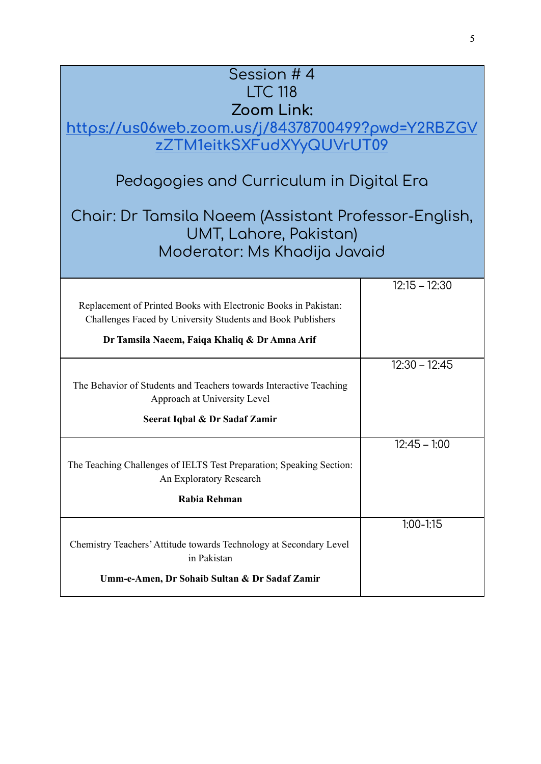## Session # 4
## LTC 118
**Zoom Link:**
[https://us06web.zoom.us/j/84378700499?pwd=Y2RBZGVzZTM1eitkSXFudXYyQUVrUT09](https://us06web.zoom.us/j/84378700499?pwd=Y2RBZGVzZTM1eitkSXFudXYyQUVrUT09)

### Pedagogies and Curriculum in Digital Era

Chair: Dr Tamsila Naeem (Assistant Professor-English, UMT, Lahore, Pakistan)
Moderator: Ms Khadija Javaid

| Paper | Time |
|---|---|
| Replacement of Printed Books with Electronic Books in Pakistan: Challenges Faced by University Students and Book Publishers<br>**Dr Tamsila Naeem, Faiqa Khaliq & Dr Amna Arif** | 12:15 – 12:30 |
| The Behavior of Students and Teachers towards Interactive Teaching Approach at University Level<br>**Seerat Iqbal & Dr Sadaf Zamir** | 12:30 – 12:45 |
| The Teaching Challenges of IELTS Test Preparation; Speaking Section: An Exploratory Research<br>**Rabia Rehman** | 12:45 – 1:00 |
| Chemistry Teachers' Attitude towards Technology at Secondary Level in Pakistan<br>**Umm-e-Amen, Dr Sohaib Sultan & Dr Sadaf Zamir** | 1:00-1:15 |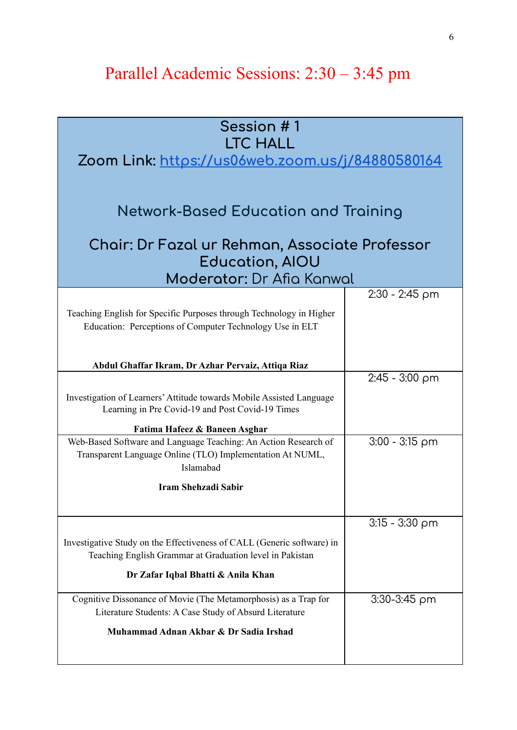# Parallel Academic Sessions: 2:30 – 3:45 pm

| Session # 1<br>LTC HALL<br>Zoom Link: https://us06web.zoom.us/j/84880580164<br><br>Network-Based Education and Training<br><br>Chair: Dr Fazal ur Rehman, Associate Professor Education, AIOU<br>Moderator: Dr Afia Kanwal | |
|---|---|
| Teaching English for Specific Purposes through Technology in Higher Education: Perceptions of Computer Technology Use in ELT<br><br>**Abdul Ghaffar Ikram, Dr Azhar Pervaiz, Attiqa Riaz** | 2:30 - 2:45 pm |
| Investigation of Learners' Attitude towards Mobile Assisted Language Learning in Pre Covid-19 and Post Covid-19 Times<br><br>**Fatima Hafeez & Baneen Asghar** | 2:45 - 3:00 pm |
| Web-Based Software and Language Teaching: An Action Research of Transparent Language Online (TLO) Implementation At NUML, Islamabad<br><br>**Iram Shehzadi Sabir** | 3:00 - 3:15 pm |
| Investigative Study on the Effectiveness of CALL (Generic software) in Teaching English Grammar at Graduation level in Pakistan<br><br>**Dr Zafar Iqbal Bhatti & Anila Khan** | 3:15 - 3:30 pm |
| Cognitive Dissonance of Movie (The Metamorphosis) as a Trap for Literature Students: A Case Study of Absurd Literature<br><br>**Muhammad Adnan Akbar & Dr Sadia Irshad** | 3:30-3:45 pm |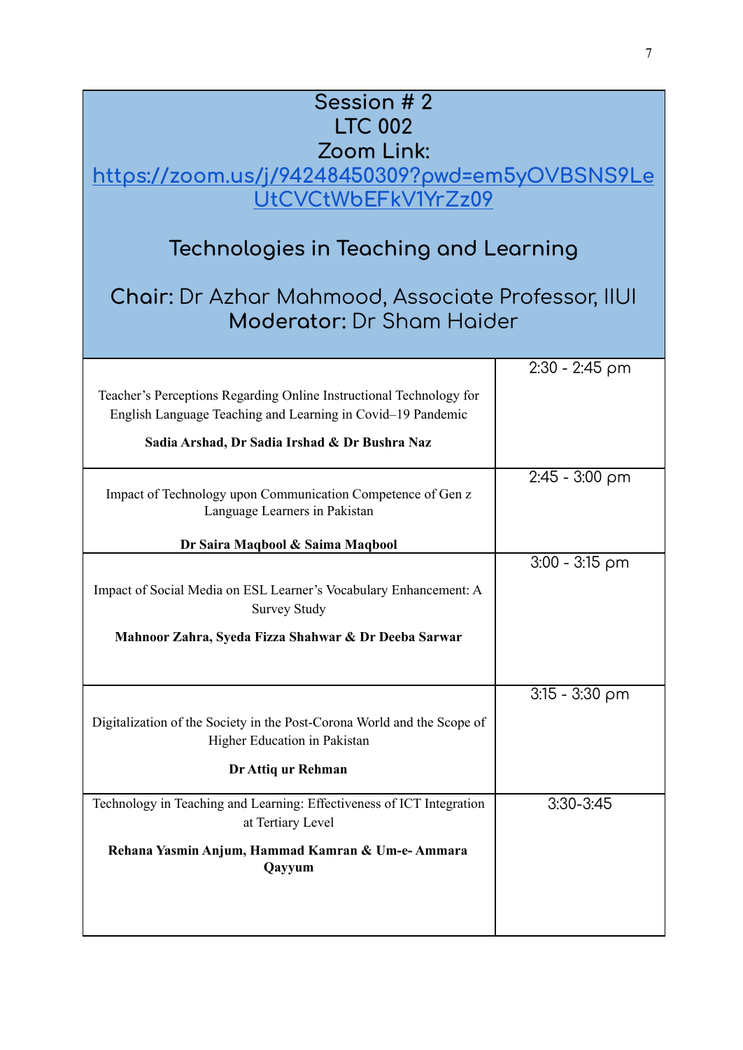## Session # 2
## LTC 002
## Zoom Link:
[https://zoom.us/j/94248450309?pwd=em5yOVBSNS9LeUtCVCtWbEFkV1YrZz09](https://zoom.us/j/94248450309?pwd=em5yOVBSNS9LeUtCVCtWbEFkV1YrZz09)

## Technologies in Teaching and Learning

**Chair:** Dr Azhar Mahmood, Associate Professor, IIUI
**Moderator:** Dr Sham Haider

| Presentation | Time |
| --- | --- |
| Teacher's Perceptions Regarding Online Instructional Technology for English Language Teaching and Learning in Covid–19 Pandemic<br>**Sadia Arshad, Dr Sadia Irshad & Dr Bushra Naz** | 2:30 - 2:45 pm |
| Impact of Technology upon Communication Competence of Gen z Language Learners in Pakistan<br>**Dr Saira Maqbool & Saima Maqbool** | 2:45 - 3:00 pm |
| Impact of Social Media on ESL Learner's Vocabulary Enhancement: A Survey Study<br>**Mahnoor Zahra, Syeda Fizza Shahwar & Dr Deeba Sarwar** | 3:00 - 3:15 pm |
| Digitalization of the Society in the Post-Corona World and the Scope of Higher Education in Pakistan<br>**Dr Attiq ur Rehman** | 3:15 - 3:30 pm |
| Technology in Teaching and Learning: Effectiveness of ICT Integration at Tertiary Level<br>**Rehana Yasmin Anjum, Hammad Kamran & Um-e- Ammara Qayyum** | 3:30-3:45 |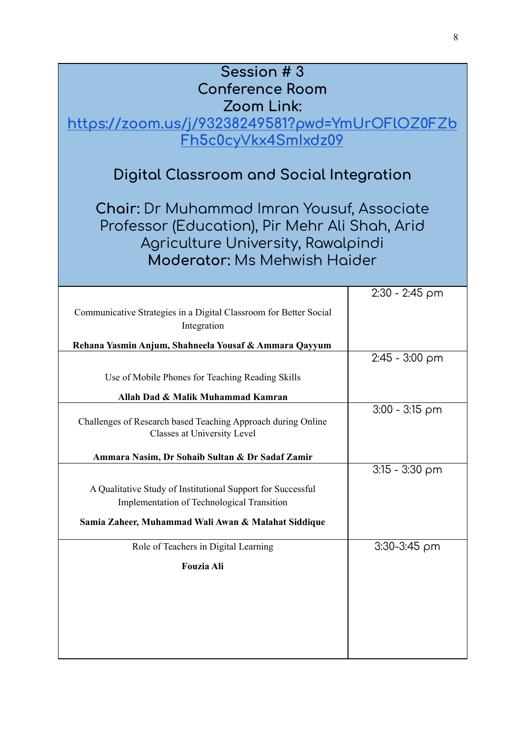# Session # 3
## Conference Room
## Zoom Link:

https://zoom.us/j/93238249581?pwd=YmUrOFlOZ0FZbFh5c0cyVkx4SmIxdz09

## Digital Classroom and Social Integration

**Chair:** Dr Muhammad Imran Yousuf, Associate Professor (Education), Pir Mehr Ali Shah, Arid Agriculture University, Rawalpindi

**Moderator:** Ms Mehwish Haider

| Presentation | Time |
|---|---|
| Communicative Strategies in a Digital Classroom for Better Social Integration<br>**Rehana Yasmin Anjum, Shahneela Yousaf & Ammara Qayyum** | 2:30 - 2:45 pm |
| Use of Mobile Phones for Teaching Reading Skills<br>**Allah Dad & Malik Muhammad Kamran** | 2:45 - 3:00 pm |
| Challenges of Research based Teaching Approach during Online Classes at University Level<br>**Ammara Nasim, Dr Sohaib Sultan & Dr Sadaf Zamir** | 3:00 - 3:15 pm |
| A Qualitative Study of Institutional Support for Successful Implementation of Technological Transition<br>**Samia Zaheer, Muhammad Wali Awan & Malahat Siddique** | 3:15 - 3:30 pm |
| Role of Teachers in Digital Learning<br>**Fouzia Ali** | 3:30-3:45 pm |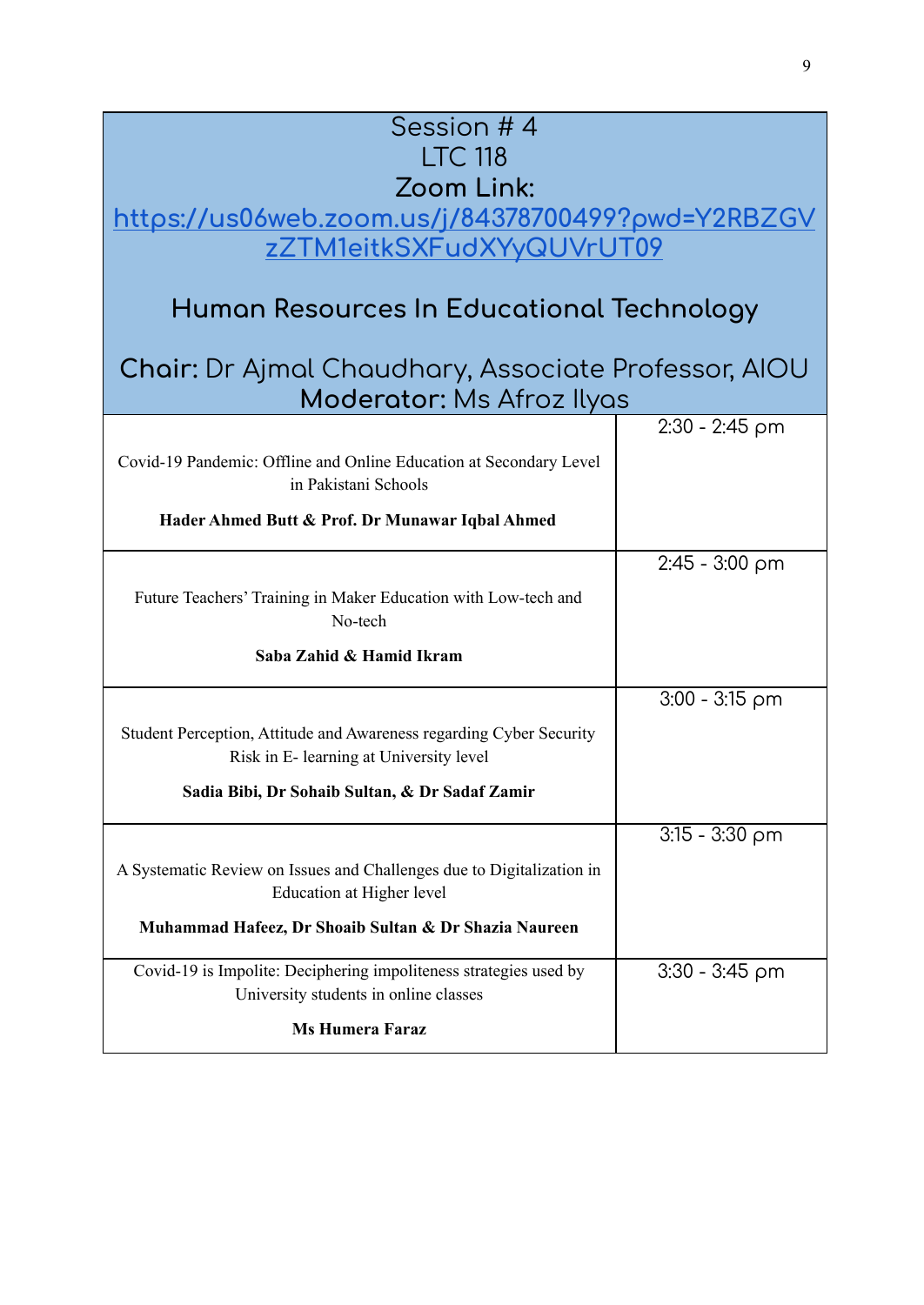## Session # 4

LTC 118

**Zoom Link:**

https://us06web.zoom.us/j/84378700499?pwd=Y2RBZGVzZTM1eitkSXFudXYyQUVrUT09

## Human Resources In Educational Technology

**Chair:** Dr Ajmal Chaudhary, Associate Professor, AIOU

**Moderator:** Ms Afroz Ilyas

| Presentation | Time |
|---|---|
| Covid-19 Pandemic: Offline and Online Education at Secondary Level in Pakistani Schools<br><br>**Hader Ahmed Butt & Prof. Dr Munawar Iqbal Ahmed** | 2:30 - 2:45 pm |
| Future Teachers' Training in Maker Education with Low-tech and No-tech<br><br>**Saba Zahid & Hamid Ikram** | 2:45 - 3:00 pm |
| Student Perception, Attitude and Awareness regarding Cyber Security Risk in E- learning at University level<br><br>**Sadia Bibi, Dr Sohaib Sultan, & Dr Sadaf Zamir** | 3:00 - 3:15 pm |
| A Systematic Review on Issues and Challenges due to Digitalization in Education at Higher level<br><br>**Muhammad Hafeez, Dr Shoaib Sultan & Dr Shazia Naureen** | 3:15 - 3:30 pm |
| Covid-19 is Impolite: Deciphering impoliteness strategies used by University students in online classes<br><br>**Ms Humera Faraz** | 3:30 - 3:45 pm |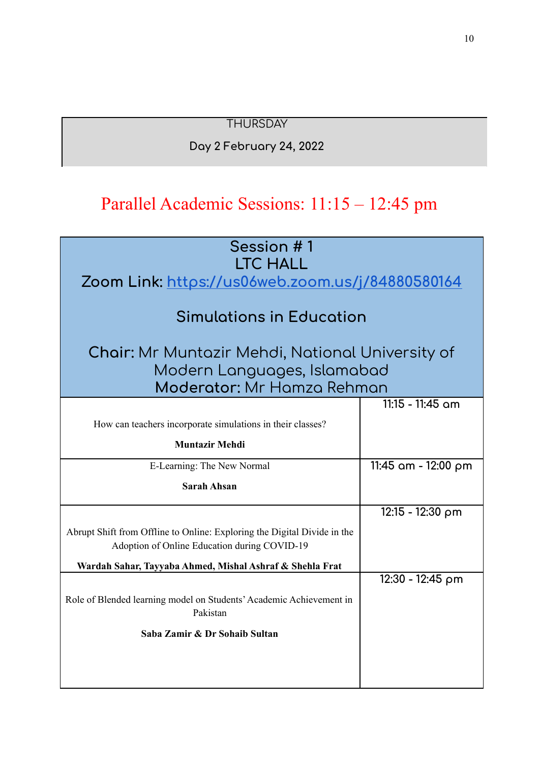THURSDAY

**Day 2 February 24, 2022**

# Parallel Academic Sessions: 11:15 – 12:45 pm

## Session # 1
## LTC HALL

**Zoom Link:** [https://us06web.zoom.us/j/84880580164](https://us06web.zoom.us/j/84880580164)

### Simulations in Education

**Chair:** Mr Muntazir Mehdi, National University of Modern Languages, Islamabad
**Moderator:** Mr Hamza Rehman

| Presentation | Time |
|---|---|
| How can teachers incorporate simulations in their classes?<br>**Muntazir Mehdi** | 11:15 - 11:45 am |
| E-Learning: The New Normal<br>**Sarah Ahsan** | 11:45 am - 12:00 pm |
| Abrupt Shift from Offline to Online: Exploring the Digital Divide in the Adoption of Online Education during COVID-19<br>**Wardah Sahar, Tayyaba Ahmed, Mishal Ashraf & Shehla Frat** | 12:15 - 12:30 pm |
| Role of Blended learning model on Students' Academic Achievement in Pakistan<br>**Saba Zamir & Dr Sohaib Sultan** | 12:30 - 12:45 pm |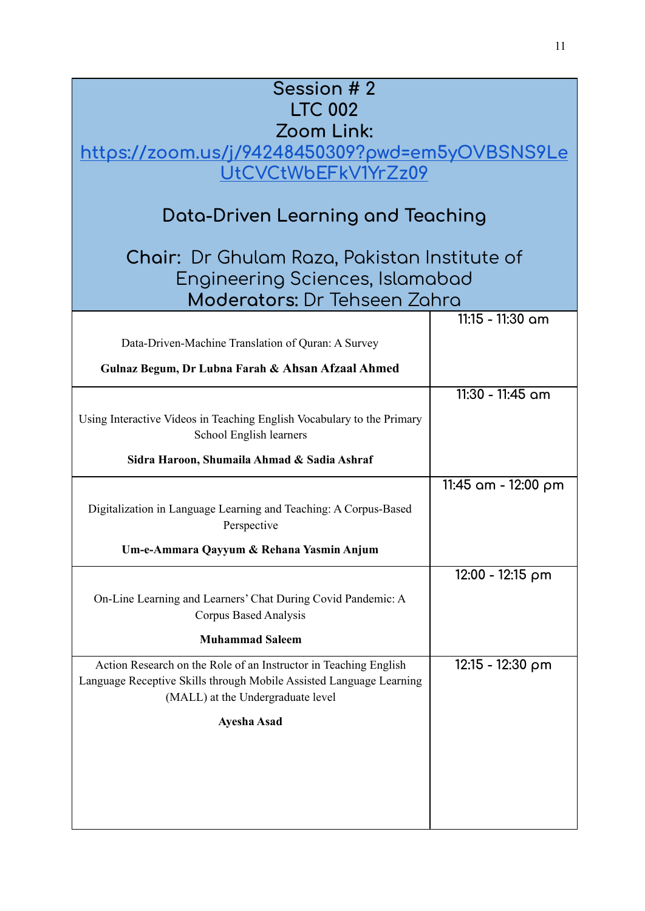## Session # 2

## LTC 002

**Zoom Link:** [https://zoom.us/j/94248450309?pwd=em5yOVBSNS9LeUtCVCtWbEFkV1YrZz09](https://zoom.us/j/94248450309?pwd=em5yOVBSNS9LeUtCVCtWbEFkV1YrZz09)

## Data-Driven Learning and Teaching

**Chair:** Dr Ghulam Raza, Pakistan Institute of Engineering Sciences, Islamabad

**Moderators:** Dr Tehseen Zahra

| Presentation | Time |
| --- | --- |
| Data-Driven-Machine Translation of Quran: A Survey<br>**Gulnaz Begum, Dr Lubna Farah & Ahsan Afzaal Ahmed** | 11:15 - 11:30 am |
| Using Interactive Videos in Teaching English Vocabulary to the Primary School English learners<br>**Sidra Haroon, Shumaila Ahmad & Sadia Ashraf** | 11:30 - 11:45 am |
| Digitalization in Language Learning and Teaching: A Corpus-Based Perspective<br>**Um-e-Ammara Qayyum & Rehana Yasmin Anjum** | 11:45 am - 12:00 pm |
| On-Line Learning and Learners' Chat During Covid Pandemic: A Corpus Based Analysis<br>**Muhammad Saleem** | 12:00 - 12:15 pm |
| Action Research on the Role of an Instructor in Teaching English Language Receptive Skills through Mobile Assisted Language Learning (MALL) at the Undergraduate level<br>**Ayesha Asad** | 12:15 - 12:30 pm |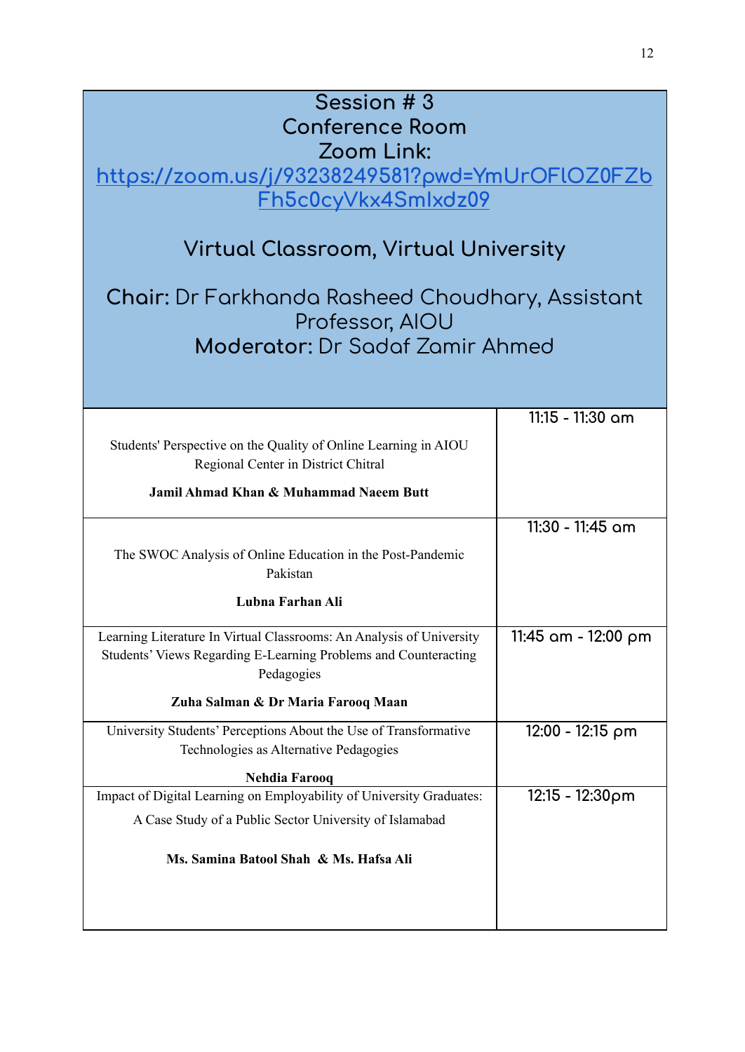# Session # 3

## Conference Room

**Zoom Link:** [https://zoom.us/j/93238249581?pwd=YmUrOFlOZ0FZbFh5c0cyVkx4Smlxdz09](https://zoom.us/j/93238249581?pwd=YmUrOFlOZ0FZbFh5c0cyVkx4Smlxdz09)

## Virtual Classroom, Virtual University

**Chair:** Dr Farkhanda Rasheed Choudhary, Assistant Professor, AIOU

**Moderator:** Dr Sadaf Zamir Ahmed

| Paper | Time |
|---|---|
| Students' Perspective on the Quality of Online Learning in AIOU Regional Center in District Chitral<br>**Jamil Ahmad Khan & Muhammad Naeem Butt** | 11:15 - 11:30 am |
| The SWOC Analysis of Online Education in the Post-Pandemic Pakistan<br>**Lubna Farhan Ali** | 11:30 - 11:45 am |
| Learning Literature In Virtual Classrooms: An Analysis of University Students' Views Regarding E-Learning Problems and Counteracting Pedagogies<br>**Zuha Salman & Dr Maria Farooq Maan** | 11:45 am - 12:00 pm |
| University Students' Perceptions About the Use of Transformative Technologies as Alternative Pedagogies<br>**Nehdia Farooq** | 12:00 - 12:15 pm |
| Impact of Digital Learning on Employability of University Graduates: A Case Study of a Public Sector University of Islamabad<br>**Ms. Samina Batool Shah & Ms. Hafsa Ali** | 12:15 - 12:30pm |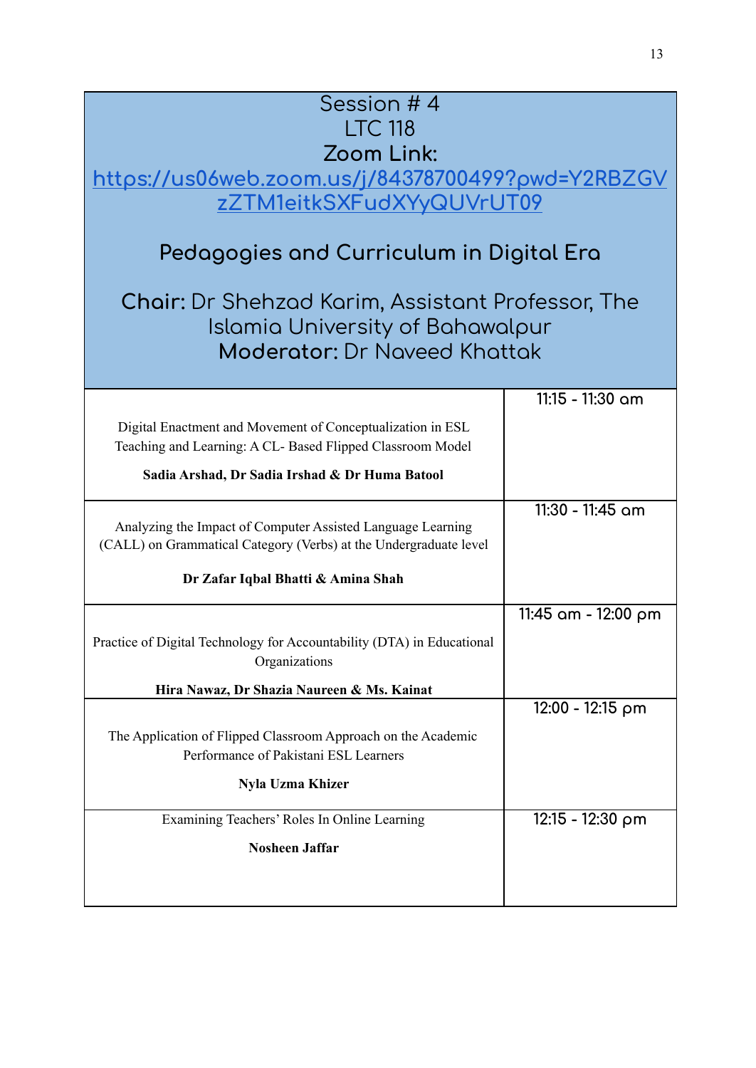# Session # 4

LTC 118

**Zoom Link:**

https://us06web.zoom.us/j/84378700499?pwd=Y2RBZGVzZTM1eitkSXFudXYyQUVrUT09

## Pedagogies and Curriculum in Digital Era

**Chair:** Dr Shehzad Karim, Assistant Professor, The Islamia University of Bahawalpur

**Moderator:** Dr Naveed Khattak

| | |
|---|---|
| Digital Enactment and Movement of Conceptualization in ESL Teaching and Learning: A CL- Based Flipped Classroom Model<br><br>**Sadia Arshad, Dr Sadia Irshad & Dr Huma Batool** | 11:15 - 11:30 am |
| Analyzing the Impact of Computer Assisted Language Learning (CALL) on Grammatical Category (Verbs) at the Undergraduate level<br><br>**Dr Zafar Iqbal Bhatti & Amina Shah** | 11:30 - 11:45 am |
| Practice of Digital Technology for Accountability (DTA) in Educational Organizations<br><br>**Hira Nawaz, Dr Shazia Naureen & Ms. Kainat** | 11:45 am - 12:00 pm |
| The Application of Flipped Classroom Approach on the Academic Performance of Pakistani ESL Learners<br><br>**Nyla Uzma Khizer** | 12:00 - 12:15 pm |
| Examining Teachers' Roles In Online Learning<br><br>**Nosheen Jaffar** | 12:15 - 12:30 pm |